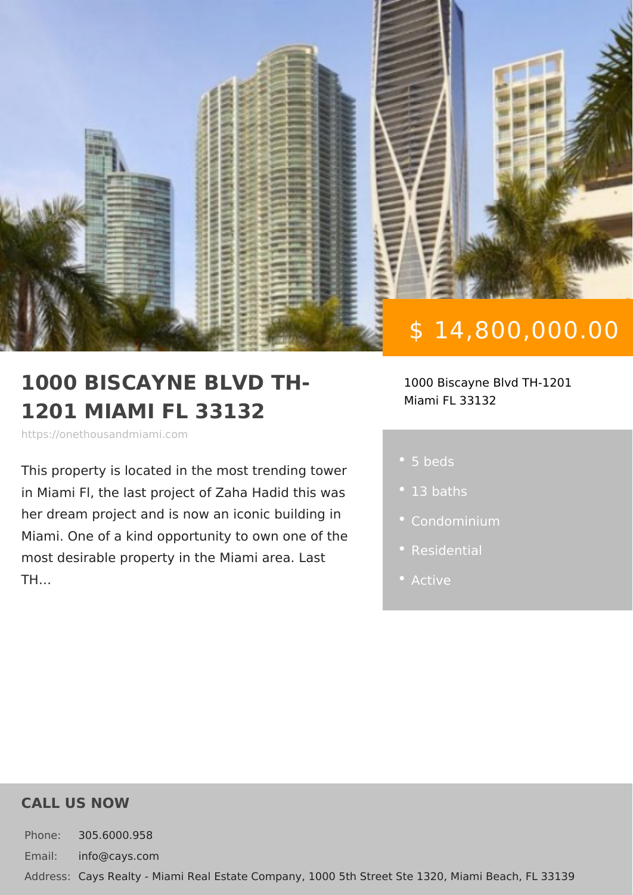$ 14,800,000.00

# 1000 BISCAYNE BLVD TH-1201 MIAMI FL 33132

https://onethousandmiami.com

1000 Biscayne Blvd TH-1201
Miami FL 33132

This property is located in the most trending tower in Miami Fl, the last project of Zaha Hadid this was her dream project and is now an iconic building in Miami. One of a kind opportunity to own one of the most desirable property in the Miami area. Last TH...

- 5 beds
- 13 baths
- Condominium
- Residential
- Active

## CALL US NOW

Phone: 305.6000.958

Email: info@cays.com

Address: Cays Realty - Miami Real Estate Company, 1000 5th Street Ste 1320, Miami Beach, FL 33139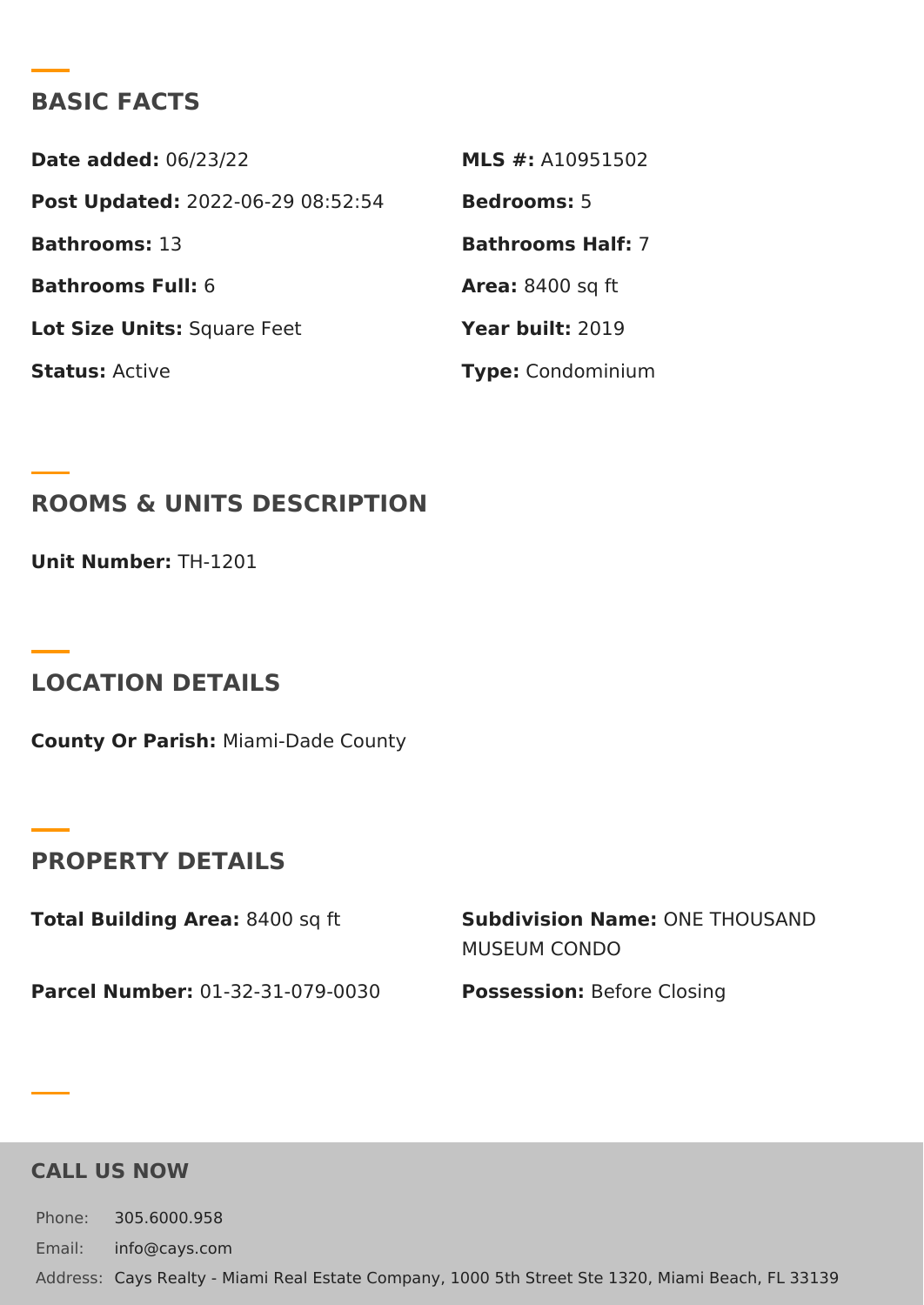## BASIC FACTS

**Date added:** 06/23/22

**MLS #:** A10951502

**Post Updated:** 2022-06-29 08:52:54

**Bedrooms:** 5

**Bathrooms:** 13

**Bathrooms Half:** 7

**Bathrooms Full:** 6

**Area:** 8400 sq ft

**Lot Size Units:** Square Feet

**Year built:** 2019

**Status:** Active

**Type:** Condominium

## ROOMS & UNITS DESCRIPTION

**Unit Number:** TH-1201

## LOCATION DETAILS

**County Or Parish:** Miami-Dade County

## PROPERTY DETAILS

**Total Building Area:** 8400 sq ft

**Subdivision Name:** ONE THOUSAND MUSEUM CONDO

**Parcel Number:** 01-32-31-079-0030

**Possession:** Before Closing

## CALL US NOW

Phone: 305.6000.958

Email: info@cays.com

Address: Cays Realty - Miami Real Estate Company, 1000 5th Street Ste 1320, Miami Beach, FL 33139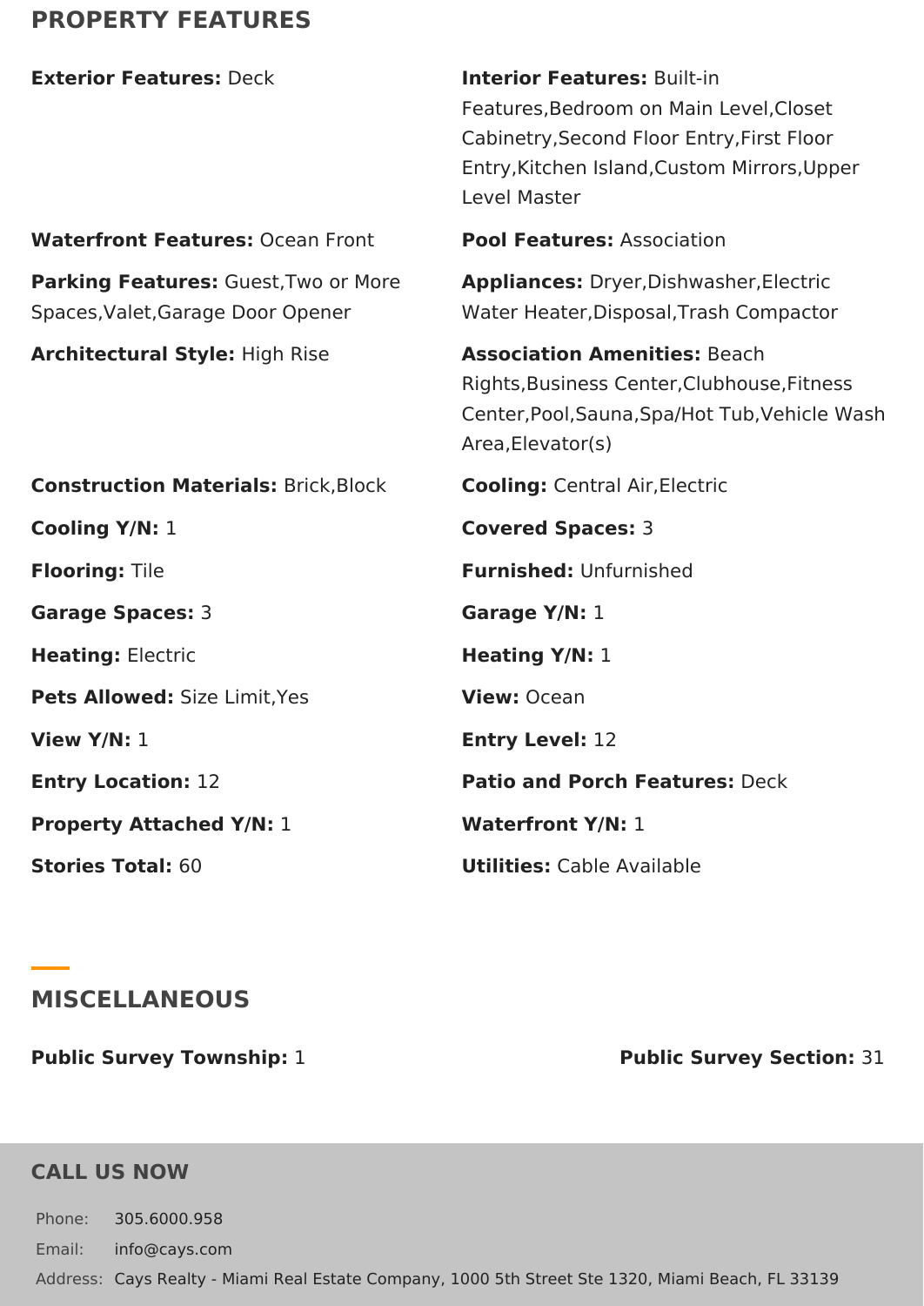## PROPERTY FEATURES

**Exterior Features:** Deck

**Interior Features:** Built-in Features,Bedroom on Main Level,Closet Cabinetry,Second Floor Entry,First Floor Entry,Kitchen Island,Custom Mirrors,Upper Level Master

**Waterfront Features:** Ocean Front

**Pool Features:** Association

**Parking Features:** Guest,Two or More Spaces,Valet,Garage Door Opener

**Appliances:** Dryer,Dishwasher,Electric Water Heater,Disposal,Trash Compactor

**Architectural Style:** High Rise

**Association Amenities:** Beach Rights,Business Center,Clubhouse,Fitness Center,Pool,Sauna,Spa/Hot Tub,Vehicle Wash Area,Elevator(s)

**Construction Materials:** Brick,Block

**Cooling:** Central Air,Electric

**Cooling Y/N:** 1

**Covered Spaces:** 3

**Flooring:** Tile

**Furnished:** Unfurnished

**Garage Spaces:** 3

**Garage Y/N:** 1

**Heating:** Electric

**Heating Y/N:** 1

**Pets Allowed:** Size Limit,Yes

**View:** Ocean

**View Y/N:** 1

**Entry Level:** 12

**Entry Location:** 12

**Patio and Porch Features:** Deck

**Property Attached Y/N:** 1

**Waterfront Y/N:** 1

**Stories Total:** 60

**Utilities:** Cable Available

## MISCELLANEOUS

**Public Survey Township:** 1

**Public Survey Section:** 31

## CALL US NOW

Phone: 305.6000.958

Email: info@cays.com

Address: Cays Realty - Miami Real Estate Company, 1000 5th Street Ste 1320, Miami Beach, FL 33139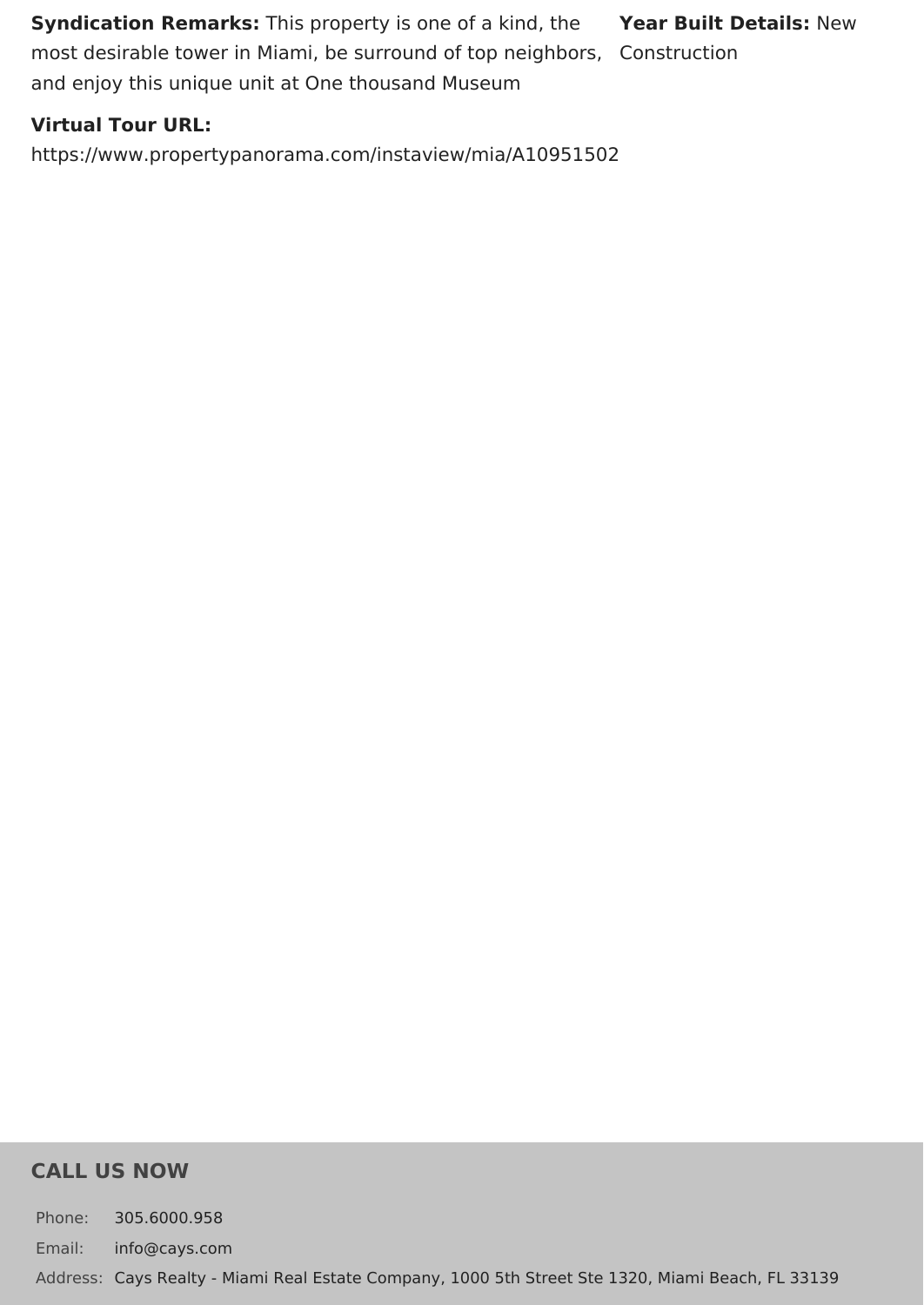**Syndication Remarks:** This property is one of a kind, the most desirable tower in Miami, be surround of top neighbors, and enjoy this unique unit at One thousand Museum

**Year Built Details:** New Construction

**Virtual Tour URL:** https://www.propertypanorama.com/instaview/mia/A10951502

## CALL US NOW

| | |
|---|---|
| Phone: | 305.6000.958 |
| Email: | info@cays.com |
| Address: | Cays Realty - Miami Real Estate Company, 1000 5th Street Ste 1320, Miami Beach, FL 33139 |